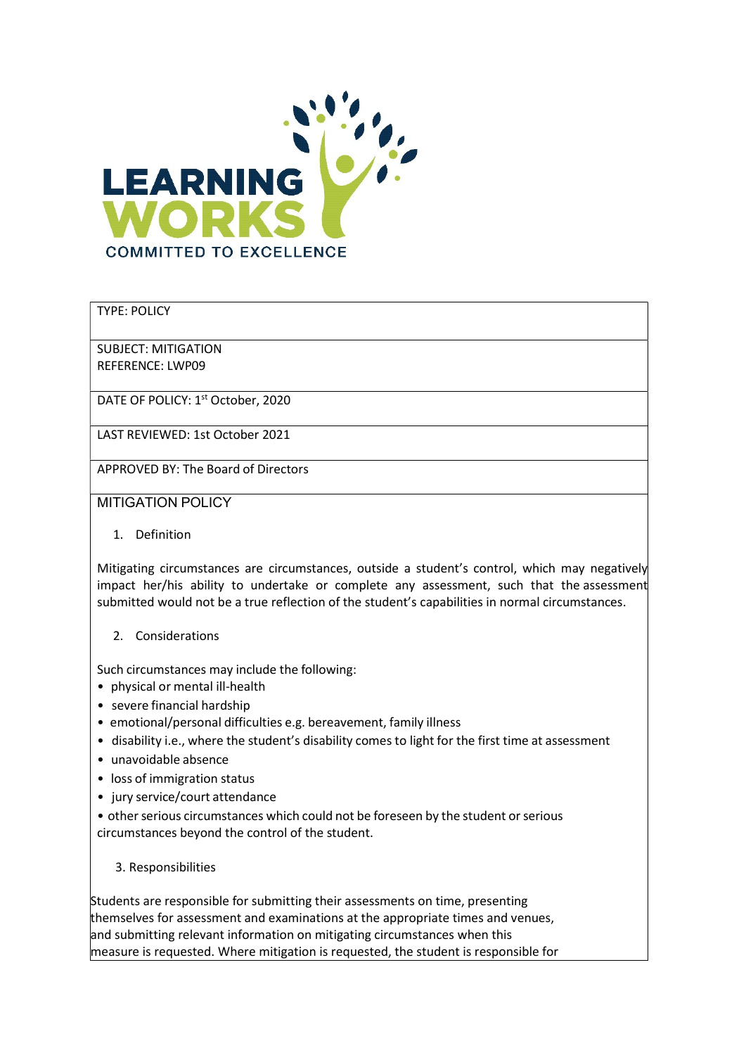LEARNING WORKS
COMMITTED TO EXCELLENCE

| TYPE: POLICY |
|---|
| SUBJECT: MITIGATION<br>REFERENCE: LWP09 |
| DATE OF POLICY: 1st October, 2020 |
| LAST REVIEWED: 1st October 2021 |
| APPROVED BY: The Board of Directors |

# MITIGATION POLICY

## 1. Definition

Mitigating circumstances are circumstances, outside a student's control, which may negatively impact her/his ability to undertake or complete any assessment, such that the assessment submitted would not be a true reflection of the student's capabilities in normal circumstances.

## 2. Considerations

Such circumstances may include the following:

- physical or mental ill-health
- severe financial hardship
- emotional/personal difficulties e.g. bereavement, family illness
- disability i.e., where the student's disability comes to light for the first time at assessment
- unavoidable absence
- loss of immigration status
- jury service/court attendance
- other serious circumstances which could not be foreseen by the student or serious circumstances beyond the control of the student.

## 3. Responsibilities

Students are responsible for submitting their assessments on time, presenting themselves for assessment and examinations at the appropriate times and venues, and submitting relevant information on mitigating circumstances when this measure is requested. Where mitigation is requested, the student is responsible for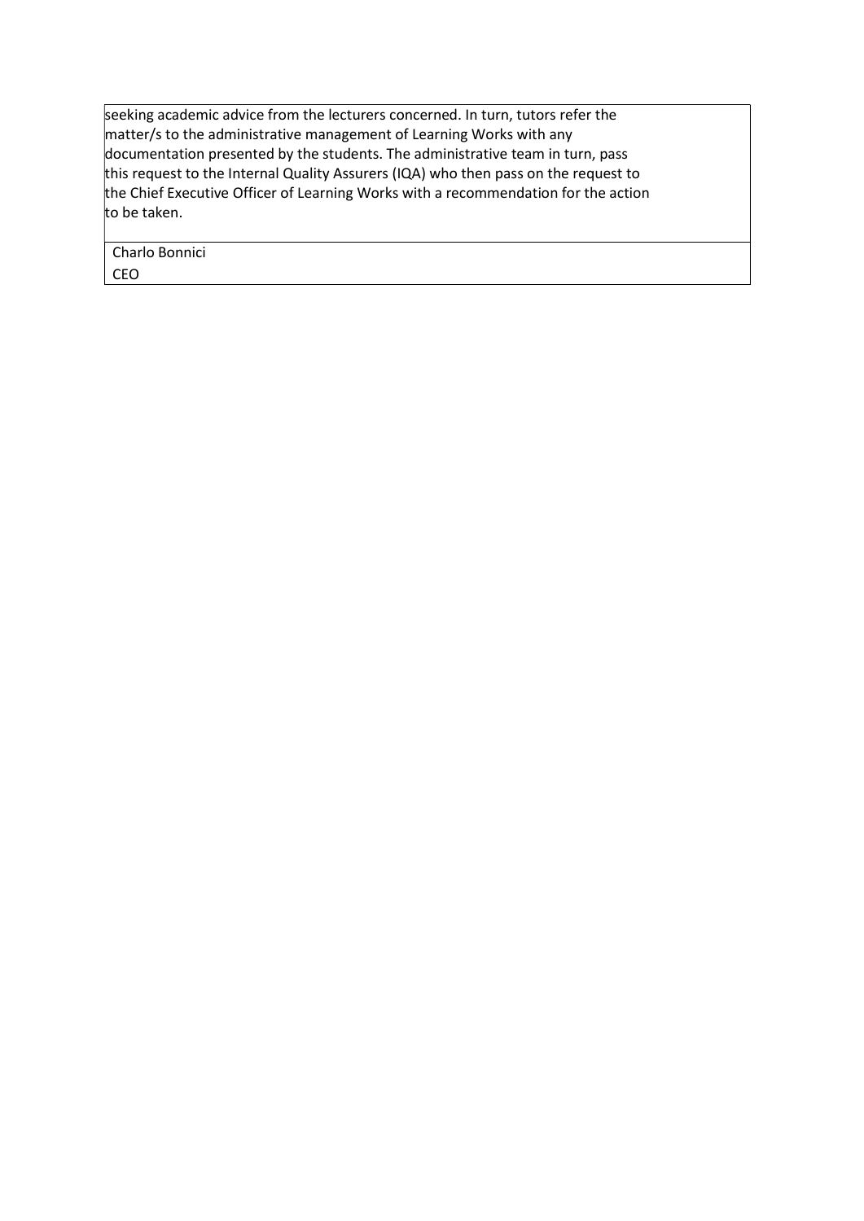seeking academic advice from the lecturers concerned. In turn, tutors refer the matter/s to the administrative management of Learning Works with any documentation presented by the students. The administrative team in turn, pass this request to the Internal Quality Assurers (IQA) who then pass on the request to the Chief Executive Officer of Learning Works with a recommendation for the action to be taken.

Charlo Bonnici
CEO